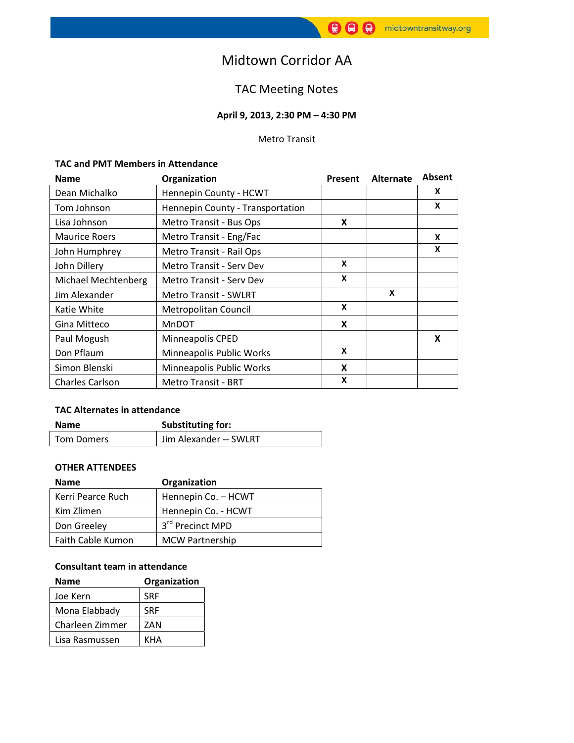# Midtown Corridor AA

## TAC Meeting Notes

**April 9, 2013, 2:30 PM – 4:30 PM**

Metro Transit

**TAC and PMT Members in Attendance**

| Name | Organization | Present | Alternate | Absent |
|---|---|---|---|---|
| Dean Michalko | Hennepin County - HCWT | | | X |
| Tom Johnson | Hennepin County - Transportation | | | X |
| Lisa Johnson | Metro Transit - Bus Ops | X | | |
| Maurice Roers | Metro Transit - Eng/Fac | | | X |
| John Humphrey | Metro Transit - Rail Ops | | | X |
| John Dillery | Metro Transit - Serv Dev | X | | |
| Michael Mechtenberg | Metro Transit - Serv Dev | X | | |
| Jim Alexander | Metro Transit - SWLRT | | X | |
| Katie White | Metropolitan Council | X | | |
| Gina Mitteco | MnDOT | X | | |
| Paul Mogush | Minneapolis CPED | | | X |
| Don Pflaum | Minneapolis Public Works | X | | |
| Simon Blenski | Minneapolis Public Works | X | | |
| Charles Carlson | Metro Transit - BRT | X | | |

**TAC Alternates in attendance**

| Name | Substituting for: |
|---|---|
| Tom Domers | Jim Alexander -- SWLRT |

**OTHER ATTENDEES**

| Name | Organization |
|---|---|
| Kerri Pearce Ruch | Hennepin Co. – HCWT |
| Kim Zlimen | Hennepin Co. - HCWT |
| Don Greeley | 3rd Precinct MPD |
| Faith Cable Kumon | MCW Partnership |

**Consultant team in attendance**

| Name | Organization |
|---|---|
| Joe Kern | SRF |
| Mona Elabbady | SRF |
| Charleen Zimmer | ZAN |
| Lisa Rasmussen | KHA |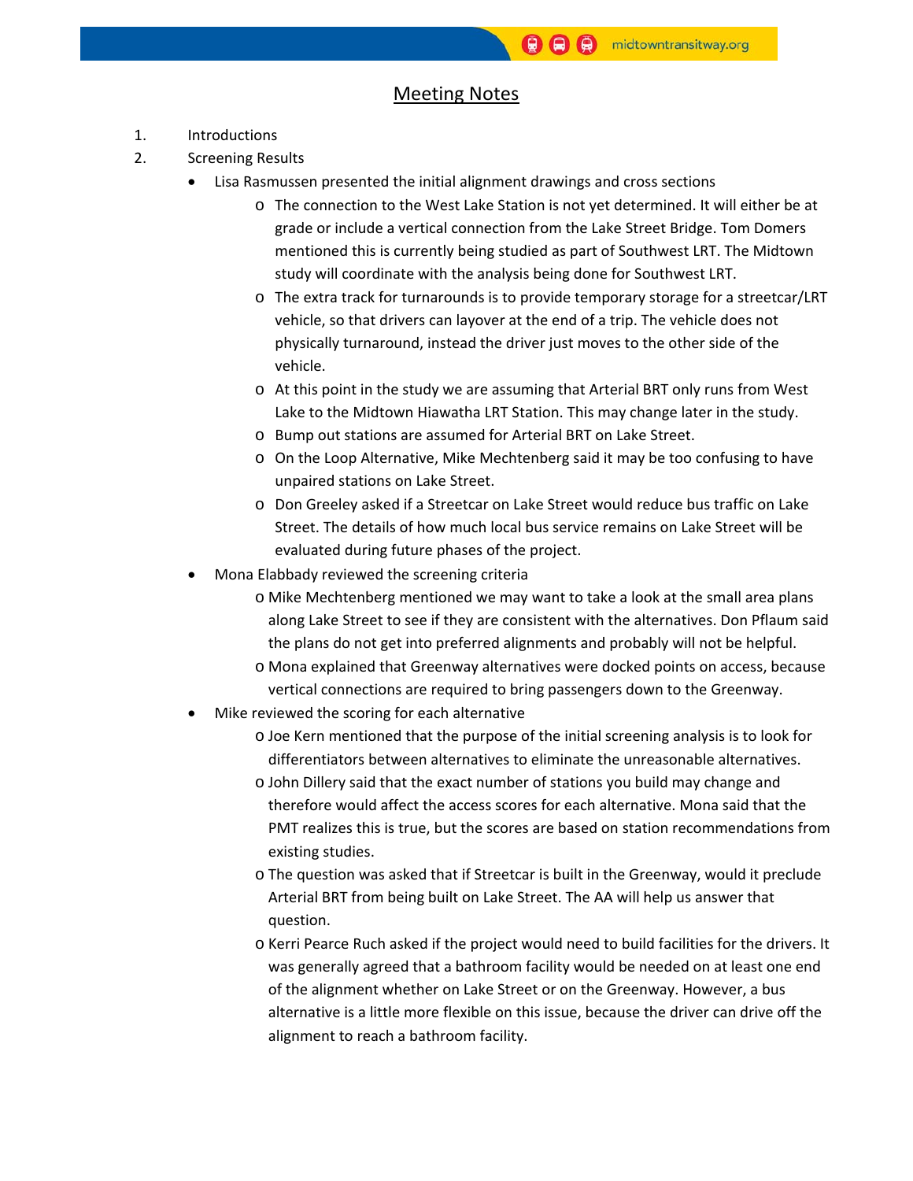## Meeting Notes

1. Introductions
2. Screening Results
   - Lisa Rasmussen presented the initial alignment drawings and cross sections
     - The connection to the West Lake Station is not yet determined. It will either be at grade or include a vertical connection from the Lake Street Bridge. Tom Domers mentioned this is currently being studied as part of Southwest LRT. The Midtown study will coordinate with the analysis being done for Southwest LRT.
     - The extra track for turnarounds is to provide temporary storage for a streetcar/LRT vehicle, so that drivers can layover at the end of a trip. The vehicle does not physically turnaround, instead the driver just moves to the other side of the vehicle.
     - At this point in the study we are assuming that Arterial BRT only runs from West Lake to the Midtown Hiawatha LRT Station. This may change later in the study.
     - Bump out stations are assumed for Arterial BRT on Lake Street.
     - On the Loop Alternative, Mike Mechtenberg said it may be too confusing to have unpaired stations on Lake Street.
     - Don Greeley asked if a Streetcar on Lake Street would reduce bus traffic on Lake Street. The details of how much local bus service remains on Lake Street will be evaluated during future phases of the project.
   - Mona Elabbady reviewed the screening criteria
     - Mike Mechtenberg mentioned we may want to take a look at the small area plans along Lake Street to see if they are consistent with the alternatives. Don Pflaum said the plans do not get into preferred alignments and probably will not be helpful.
     - Mona explained that Greenway alternatives were docked points on access, because vertical connections are required to bring passengers down to the Greenway.
   - Mike reviewed the scoring for each alternative
     - Joe Kern mentioned that the purpose of the initial screening analysis is to look for differentiators between alternatives to eliminate the unreasonable alternatives.
     - John Dillery said that the exact number of stations you build may change and therefore would affect the access scores for each alternative. Mona said that the PMT realizes this is true, but the scores are based on station recommendations from existing studies.
     - The question was asked that if Streetcar is built in the Greenway, would it preclude Arterial BRT from being built on Lake Street. The AA will help us answer that question.
     - Kerri Pearce Ruch asked if the project would need to build facilities for the drivers. It was generally agreed that a bathroom facility would be needed on at least one end of the alignment whether on Lake Street or on the Greenway. However, a bus alternative is a little more flexible on this issue, because the driver can drive off the alignment to reach a bathroom facility.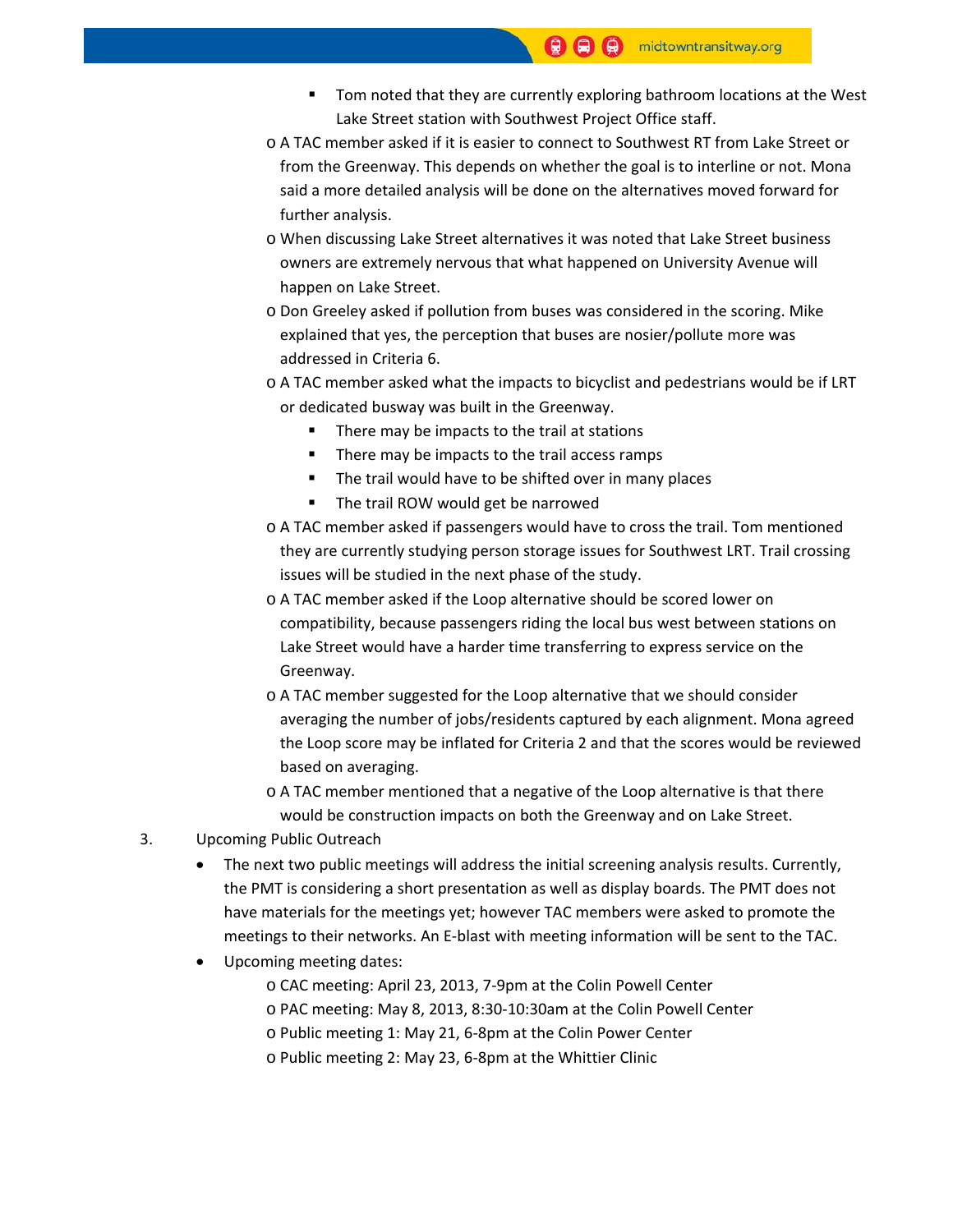- Tom noted that they are currently exploring bathroom locations at the West Lake Street station with Southwest Project Office staff.
- A TAC member asked if it is easier to connect to Southwest RT from Lake Street or from the Greenway. This depends on whether the goal is to interline or not. Mona said a more detailed analysis will be done on the alternatives moved forward for further analysis.
- When discussing Lake Street alternatives it was noted that Lake Street business owners are extremely nervous that what happened on University Avenue will happen on Lake Street.
- Don Greeley asked if pollution from buses was considered in the scoring. Mike explained that yes, the perception that buses are nosier/pollute more was addressed in Criteria 6.
- A TAC member asked what the impacts to bicyclist and pedestrians would be if LRT or dedicated busway was built in the Greenway.
  - There may be impacts to the trail at stations
  - There may be impacts to the trail access ramps
  - The trail would have to be shifted over in many places
  - The trail ROW would get be narrowed
- A TAC member asked if passengers would have to cross the trail. Tom mentioned they are currently studying person storage issues for Southwest LRT. Trail crossing issues will be studied in the next phase of the study.
- A TAC member asked if the Loop alternative should be scored lower on compatibility, because passengers riding the local bus west between stations on Lake Street would have a harder time transferring to express service on the Greenway.
- A TAC member suggested for the Loop alternative that we should consider averaging the number of jobs/residents captured by each alignment. Mona agreed the Loop score may be inflated for Criteria 2 and that the scores would be reviewed based on averaging.
- A TAC member mentioned that a negative of the Loop alternative is that there would be construction impacts on both the Greenway and on Lake Street.

3. Upcoming Public Outreach

- The next two public meetings will address the initial screening analysis results. Currently, the PMT is considering a short presentation as well as display boards. The PMT does not have materials for the meetings yet; however TAC members were asked to promote the meetings to their networks. An E-blast with meeting information will be sent to the TAC.
- Upcoming meeting dates:
  - CAC meeting: April 23, 2013, 7-9pm at the Colin Powell Center
  - PAC meeting: May 8, 2013, 8:30-10:30am at the Colin Powell Center
  - Public meeting 1: May 21, 6-8pm at the Colin Power Center
  - Public meeting 2: May 23, 6-8pm at the Whittier Clinic